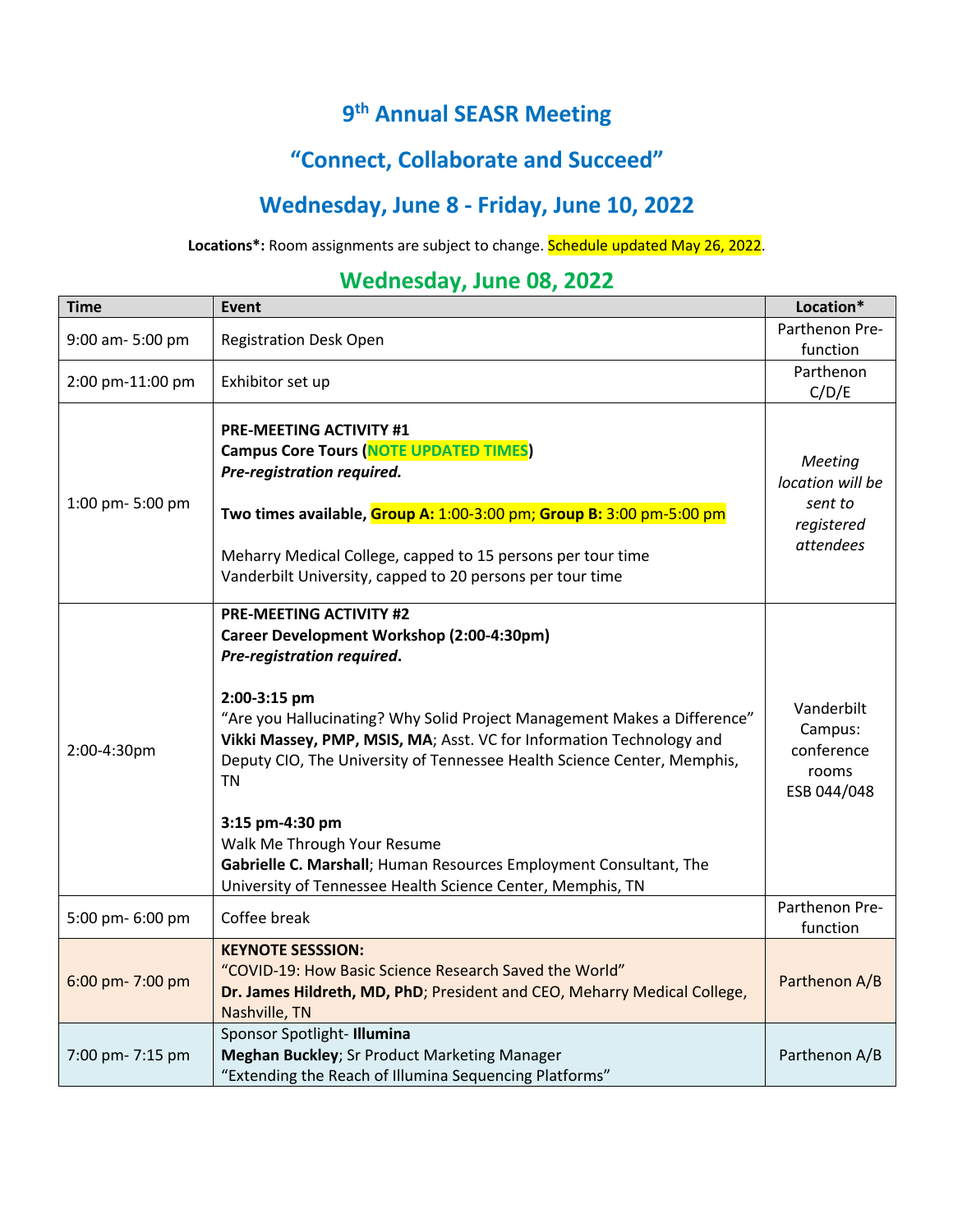# 9th Annual SEASR Meeting

## "Connect, Collaborate and Succeed"

## Wednesday, June 8 - Friday, June 10, 2022

**Locations*:** Room assignments are subject to change. Schedule updated May 26, 2022.

## Wednesday, June 08, 2022

| Time | Event | Location* |
|---|---|---|
| 9:00 am- 5:00 pm | Registration Desk Open | Parthenon Pre-function |
| 2:00 pm-11:00 pm | Exhibitor set up | Parthenon C/D/E |
| 1:00 pm- 5:00 pm | **PRE-MEETING ACTIVITY #1**<br>**Campus Core Tours (NOTE UPDATED TIMES)**<br>***Pre-registration required.***<br><br>**Two times available, Group A:** 1:00-3:00 pm; **Group B:** 3:00 pm-5:00 pm<br><br>Meharry Medical College, capped to 15 persons per tour time<br>Vanderbilt University, capped to 20 persons per tour time | *Meeting location will be sent to registered attendees* |
| 2:00-4:30pm | **PRE-MEETING ACTIVITY #2**<br>**Career Development Workshop (2:00-4:30pm)**<br>***Pre-registration required*.**<br><br>**2:00-3:15 pm**<br>"Are you Hallucinating? Why Solid Project Management Makes a Difference"<br>**Vikki Massey, PMP, MSIS, MA**; Asst. VC for Information Technology and Deputy CIO, The University of Tennessee Health Science Center, Memphis, TN<br><br>**3:15 pm-4:30 pm**<br>Walk Me Through Your Resume<br>**Gabrielle C. Marshall**; Human Resources Employment Consultant, The University of Tennessee Health Science Center, Memphis, TN | Vanderbilt Campus: conference rooms ESB 044/048 |
| 5:00 pm- 6:00 pm | Coffee break | Parthenon Pre-function |
| 6:00 pm- 7:00 pm | **KEYNOTE SESSSION:**<br>"COVID-19: How Basic Science Research Saved the World"<br>**Dr. James Hildreth, MD, PhD**; President and CEO, Meharry Medical College, Nashville, TN | Parthenon A/B |
| 7:00 pm- 7:15 pm | Sponsor Spotlight- **Illumina**<br>**Meghan Buckley**; Sr Product Marketing Manager<br>"Extending the Reach of Illumina Sequencing Platforms" | Parthenon A/B |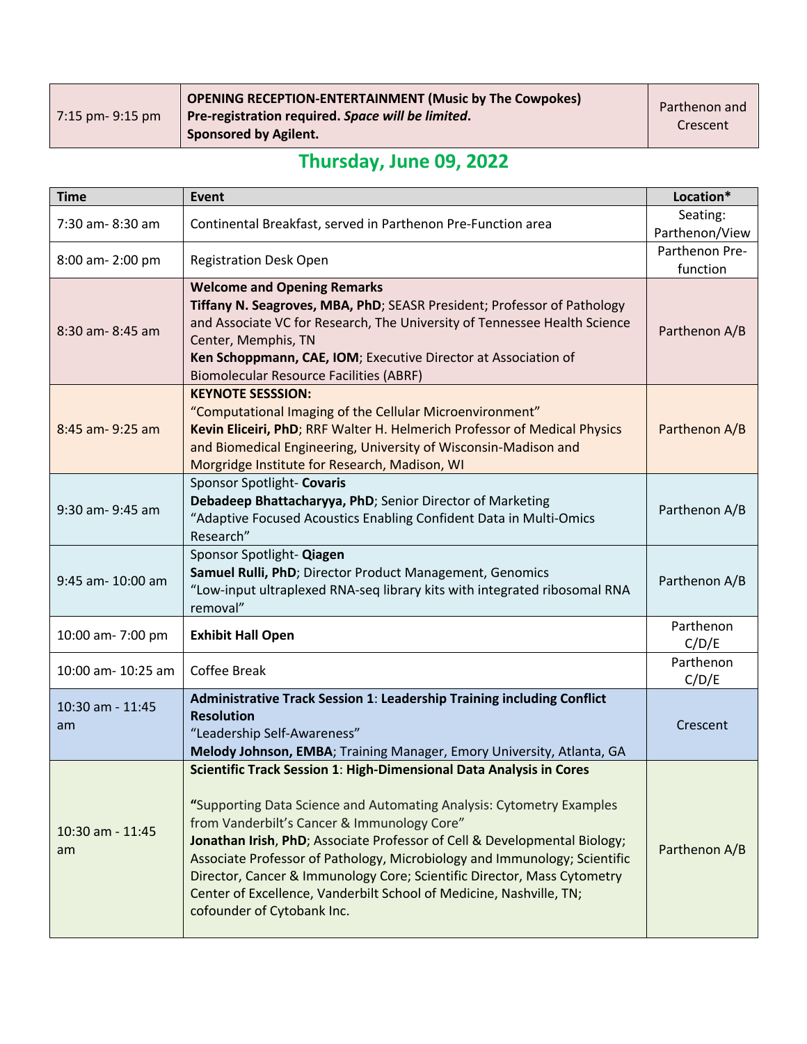| | | |
|---|---|---|
| 7:15 pm- 9:15 pm | **OPENING RECEPTION-ENTERTAINMENT (Music by The Cowpokes)**<br>**Pre-registration required.** ***Space will be limited*.**<br>**Sponsored by Agilent.** | Parthenon and Crescent |

## Thursday, June 09, 2022

| Time | Event | Location* |
|---|---|---|
| 7:30 am- 8:30 am | Continental Breakfast, served in Parthenon Pre-Function area | Seating: Parthenon/View |
| 8:00 am- 2:00 pm | Registration Desk Open | Parthenon Pre-function |
| 8:30 am- 8:45 am | **Welcome and Opening Remarks**<br>**Tiffany N. Seagroves, MBA, PhD**; SEASR President; Professor of Pathology and Associate VC for Research, The University of Tennessee Health Science Center, Memphis, TN<br>**Ken Schoppmann, CAE, IOM**; Executive Director at Association of Biomolecular Resource Facilities (ABRF) | Parthenon A/B |
| 8:45 am- 9:25 am | **KEYNOTE SESSSION:**<br>"Computational Imaging of the Cellular Microenvironment"<br>**Kevin Eliceiri, PhD**; RRF Walter H. Helmerich Professor of Medical Physics and Biomedical Engineering, University of Wisconsin-Madison and Morgridge Institute for Research, Madison, WI | Parthenon A/B |
| 9:30 am- 9:45 am | Sponsor Spotlight- **Covaris**<br>**Debadeep Bhattacharyya, PhD**; Senior Director of Marketing<br>"Adaptive Focused Acoustics Enabling Confident Data in Multi-Omics Research" | Parthenon A/B |
| 9:45 am- 10:00 am | Sponsor Spotlight- **Qiagen**<br>**Samuel Rulli, PhD**; Director Product Management, Genomics<br>"Low-input ultraplexed RNA-seq library kits with integrated ribosomal RNA removal" | Parthenon A/B |
| 10:00 am- 7:00 pm | **Exhibit Hall Open** | Parthenon C/D/E |
| 10:00 am- 10:25 am | Coffee Break | Parthenon C/D/E |
| 10:30 am - 11:45 am | **Administrative Track Session 1**: **Leadership Training including Conflict Resolution**<br>"Leadership Self-Awareness"<br>**Melody Johnson, EMBA**; Training Manager, Emory University, Atlanta, GA | Crescent |
| 10:30 am - 11:45 am | **Scientific Track Session 1**: **High-Dimensional Data Analysis in Cores**<br><br>**"**Supporting Data Science and Automating Analysis: Cytometry Examples from Vanderbilt's Cancer & Immunology Core"<br>**Jonathan Irish**, **PhD**; Associate Professor of Cell & Developmental Biology; Associate Professor of Pathology, Microbiology and Immunology; Scientific Director, Cancer & Immunology Core; Scientific Director, Mass Cytometry Center of Excellence, Vanderbilt School of Medicine, Nashville, TN; cofounder of Cytobank Inc. | Parthenon A/B |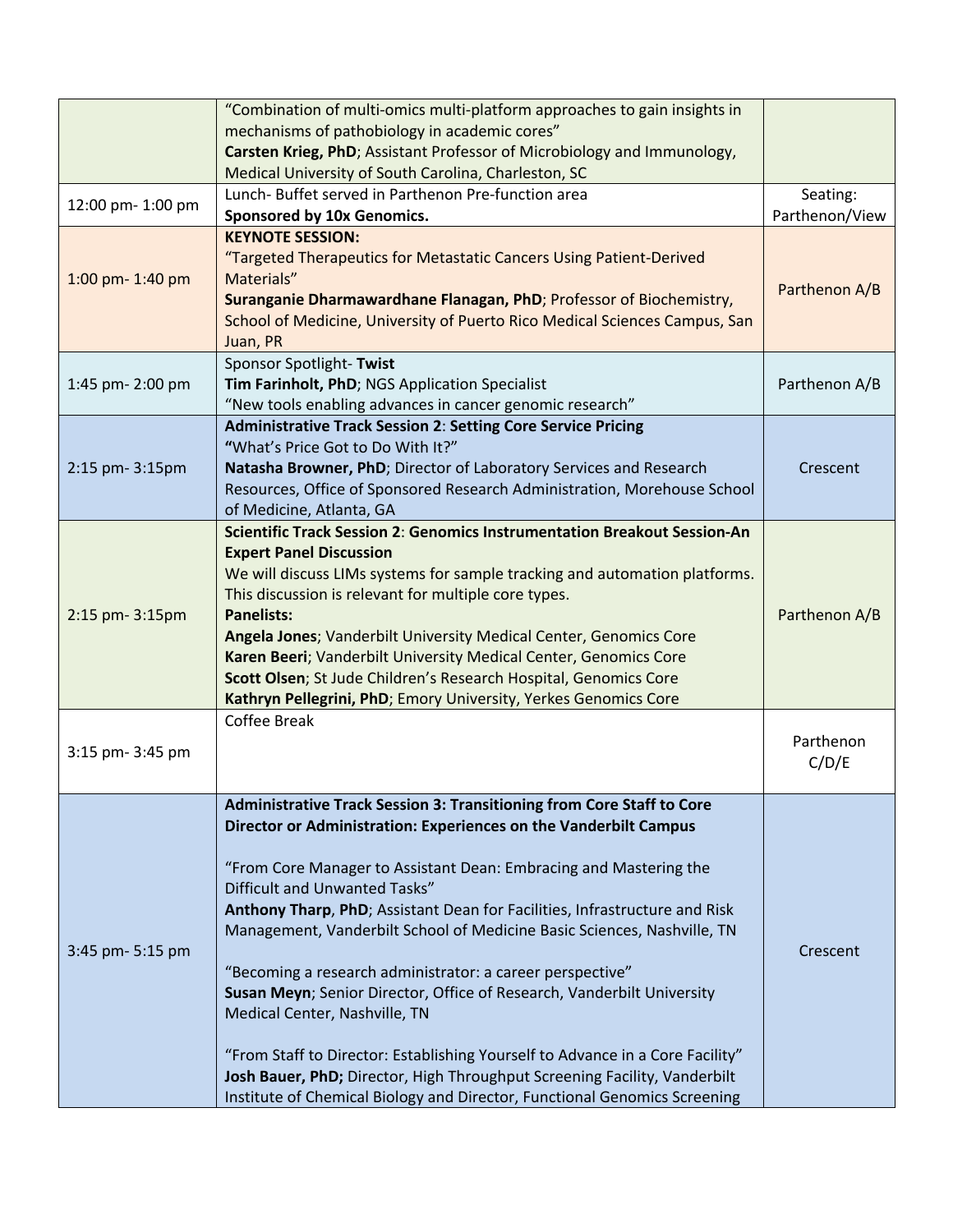| | | |
|---|---|---|
| | "Combination of multi-omics multi-platform approaches to gain insights in mechanisms of pathobiology in academic cores"<br>**Carsten Krieg, PhD**; Assistant Professor of Microbiology and Immunology, Medical University of South Carolina, Charleston, SC | |
| 12:00 pm- 1:00 pm | Lunch- Buffet served in Parthenon Pre-function area<br>**Sponsored by 10x Genomics.** | Seating: Parthenon/View |
| 1:00 pm- 1:40 pm | **KEYNOTE SESSION:**<br>"Targeted Therapeutics for Metastatic Cancers Using Patient-Derived Materials"<br>**Suranganie Dharmawardhane Flanagan, PhD**; Professor of Biochemistry, School of Medicine, University of Puerto Rico Medical Sciences Campus, San Juan, PR | Parthenon A/B |
| 1:45 pm- 2:00 pm | Sponsor Spotlight- **Twist**<br>**Tim Farinholt, PhD**; NGS Application Specialist<br>"New tools enabling advances in cancer genomic research" | Parthenon A/B |
| 2:15 pm- 3:15pm | **Administrative Track Session 2**: **Setting Core Service Pricing**<br>**"**What's Price Got to Do With It?"<br>**Natasha Browner, PhD**; Director of Laboratory Services and Research Resources, Office of Sponsored Research Administration, Morehouse School of Medicine, Atlanta, GA | Crescent |
| 2:15 pm- 3:15pm | **Scientific Track Session 2**: **Genomics Instrumentation Breakout Session-An Expert Panel Discussion**<br>We will discuss LIMs systems for sample tracking and automation platforms. This discussion is relevant for multiple core types.<br>**Panelists:**<br>**Angela Jones**; Vanderbilt University Medical Center, Genomics Core<br>**Karen Beeri**; Vanderbilt University Medical Center, Genomics Core<br>**Scott Olsen**; St Jude Children's Research Hospital, Genomics Core<br>**Kathryn Pellegrini, PhD**; Emory University, Yerkes Genomics Core | Parthenon A/B |
| 3:15 pm- 3:45 pm | Coffee Break | Parthenon C/D/E |
| 3:45 pm- 5:15 pm | **Administrative Track Session 3: Transitioning from Core Staff to Core Director or Administration: Experiences on the Vanderbilt Campus**<br><br>"From Core Manager to Assistant Dean: Embracing and Mastering the Difficult and Unwanted Tasks"<br>**Anthony Tharp**, **PhD**; Assistant Dean for Facilities, Infrastructure and Risk Management, Vanderbilt School of Medicine Basic Sciences, Nashville, TN<br><br>"Becoming a research administrator: a career perspective"<br>**Susan Meyn**; Senior Director, Office of Research, Vanderbilt University Medical Center, Nashville, TN<br><br>"From Staff to Director: Establishing Yourself to Advance in a Core Facility"<br>**Josh Bauer, PhD;** Director, High Throughput Screening Facility, Vanderbilt Institute of Chemical Biology and Director, Functional Genomics Screening | Crescent |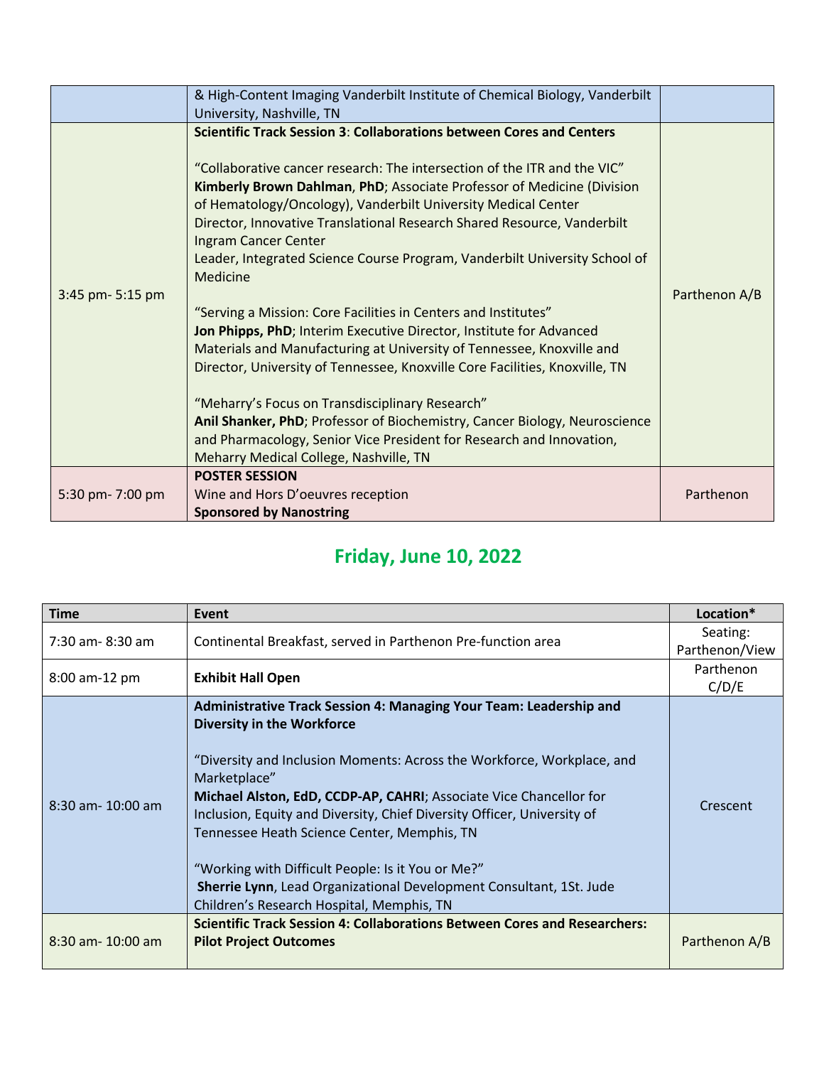|  |  |  |
|---|---|---|
|  | & High-Content Imaging Vanderbilt Institute of Chemical Biology, Vanderbilt University, Nashville, TN |  |
| 3:45 pm- 5:15 pm | **Scientific Track Session 3**: **Collaborations between Cores and Centers**<br><br>"Collaborative cancer research: The intersection of the ITR and the VIC"<br>**Kimberly Brown Dahlman**, **PhD**; Associate Professor of Medicine (Division of Hematology/Oncology), Vanderbilt University Medical Center<br>Director, Innovative Translational Research Shared Resource, Vanderbilt Ingram Cancer Center<br>Leader, Integrated Science Course Program, Vanderbilt University School of Medicine<br><br>"Serving a Mission: Core Facilities in Centers and Institutes"<br>**Jon Phipps, PhD**; Interim Executive Director, Institute for Advanced Materials and Manufacturing at University of Tennessee, Knoxville and Director, University of Tennessee, Knoxville Core Facilities, Knoxville, TN<br><br>"Meharry's Focus on Transdisciplinary Research"<br>**Anil Shanker, PhD**; Professor of Biochemistry, Cancer Biology, Neuroscience and Pharmacology, Senior Vice President for Research and Innovation, Meharry Medical College, Nashville, TN | Parthenon A/B |
| 5:30 pm- 7:00 pm | **POSTER SESSION**<br>Wine and Hors D'oeuvres reception<br>**Sponsored by Nanostring** | Parthenon |

## Friday, June 10, 2022

| Time | Event | Location* |
|---|---|---|
| 7:30 am- 8:30 am | Continental Breakfast, served in Parthenon Pre-function area | Seating: Parthenon/View |
| 8:00 am-12 pm | **Exhibit Hall Open** | Parthenon C/D/E |
| 8:30 am- 10:00 am | **Administrative Track Session 4: Managing Your Team: Leadership and Diversity in the Workforce**<br><br>"Diversity and Inclusion Moments: Across the Workforce, Workplace, and Marketplace"<br>**Michael Alston, EdD, CCDP-AP, CAHRI**; Associate Vice Chancellor for Inclusion, Equity and Diversity, Chief Diversity Officer, University of Tennessee Heath Science Center, Memphis, TN<br><br>"Working with Difficult People: Is it You or Me?"<br>**Sherrie Lynn**, Lead Organizational Development Consultant, 1St. Jude Children's Research Hospital, Memphis, TN | Crescent |
| 8:30 am- 10:00 am | **Scientific Track Session 4: Collaborations Between Cores and Researchers: Pilot Project Outcomes** | Parthenon A/B |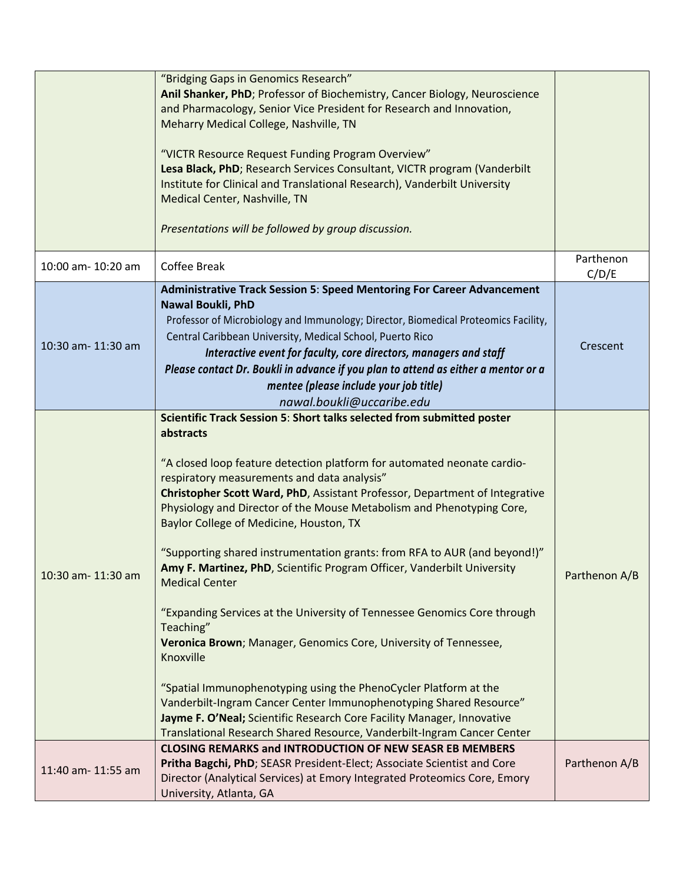| | | |
|---|---|---|
| | "Bridging Gaps in Genomics Research"<br>**Anil Shanker, PhD**; Professor of Biochemistry, Cancer Biology, Neuroscience and Pharmacology, Senior Vice President for Research and Innovation, Meharry Medical College, Nashville, TN<br><br>"VICTR Resource Request Funding Program Overview"<br>**Lesa Black, PhD**; Research Services Consultant, VICTR program (Vanderbilt Institute for Clinical and Translational Research), Vanderbilt University Medical Center, Nashville, TN<br><br>*Presentations will be followed by group discussion.* | |
| 10:00 am- 10:20 am | Coffee Break | Parthenon C/D/E |
| 10:30 am- 11:30 am | **Administrative Track Session 5**: **Speed Mentoring For Career Advancement**<br>**Nawal Boukli, PhD**<br>Professor of Microbiology and Immunology; Director, Biomedical Proteomics Facility, Central Caribbean University, Medical School, Puerto Rico<br>***Interactive event for faculty, core directors, managers and staff***<br>***Please contact Dr. Boukli in advance if you plan to attend as either a mentor or a mentee (please include your job title)***<br>*nawal.boukli@uccaribe.edu* | Crescent |
| 10:30 am- 11:30 am | **Scientific Track Session 5**: **Short talks selected from submitted poster abstracts**<br><br>"A closed loop feature detection platform for automated neonate cardio-respiratory measurements and data analysis"<br>**Christopher Scott Ward, PhD**, Assistant Professor, Department of Integrative Physiology and Director of the Mouse Metabolism and Phenotyping Core, Baylor College of Medicine, Houston, TX<br><br>"Supporting shared instrumentation grants: from RFA to AUR (and beyond!)"<br>**Amy F. Martinez, PhD**, Scientific Program Officer, Vanderbilt University Medical Center<br><br>"Expanding Services at the University of Tennessee Genomics Core through Teaching"<br>**Veronica Brown**; Manager, Genomics Core, University of Tennessee, Knoxville<br><br>"Spatial Immunophenotyping using the PhenoCycler Platform at the Vanderbilt-Ingram Cancer Center Immunophenotyping Shared Resource"<br>**Jayme F. O'Neal;** Scientific Research Core Facility Manager, Innovative Translational Research Shared Resource, Vanderbilt-Ingram Cancer Center | Parthenon A/B |
| 11:40 am- 11:55 am | **CLOSING REMARKS and INTRODUCTION OF NEW SEASR EB MEMBERS**<br>**Pritha Bagchi, PhD**; SEASR President-Elect; Associate Scientist and Core Director (Analytical Services) at Emory Integrated Proteomics Core, Emory University, Atlanta, GA | Parthenon A/B |